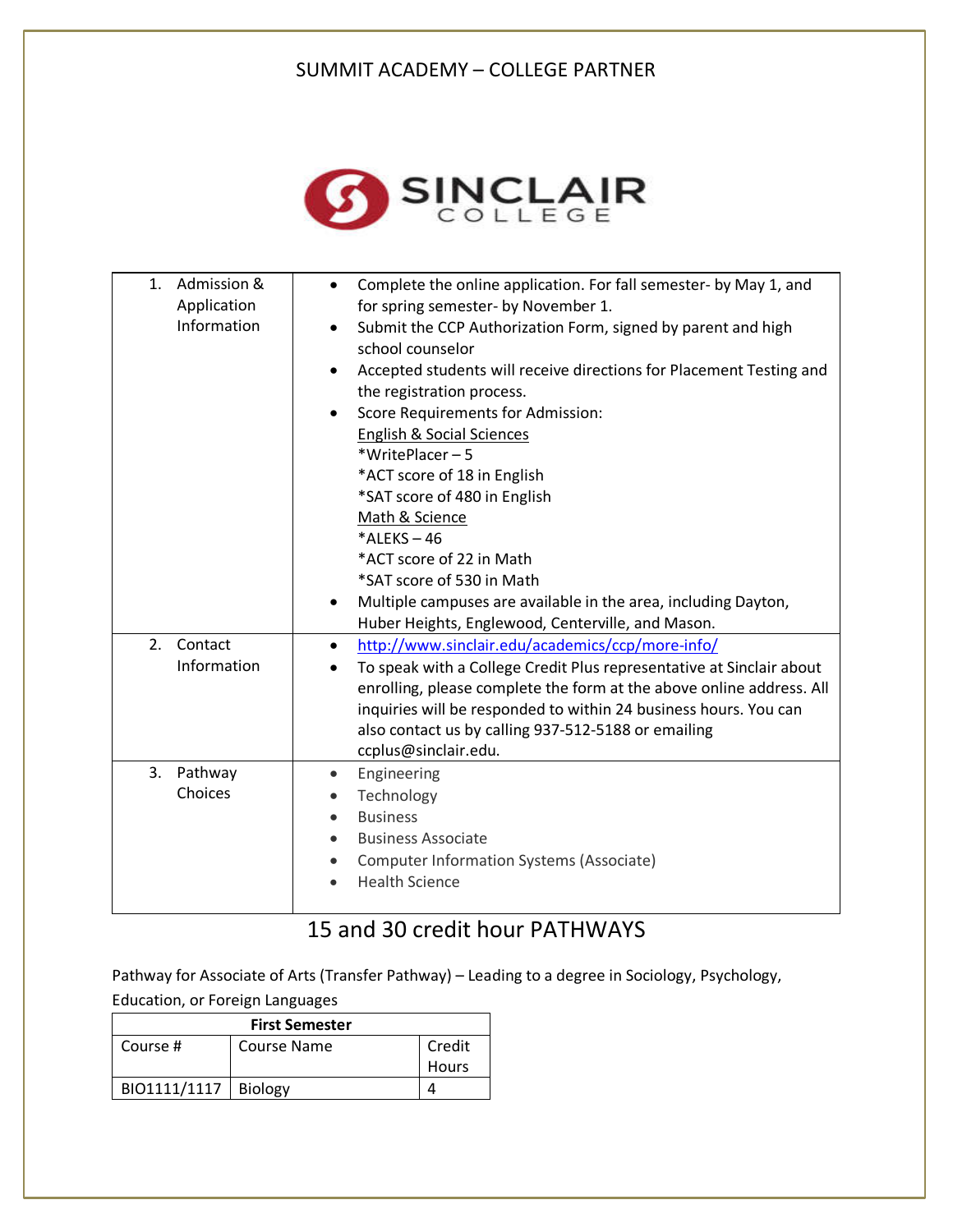# SUMMIT ACADEMY – COLLEGE PARTNER

**SINCLAIR COLLEGE**

| | |
|---|---|
| 1. Admission & Application Information | • Complete the online application. For fall semester- by May 1, and for spring semester- by November 1.<br>• Submit the CCP Authorization Form, signed by parent and high school counselor<br>• Accepted students will receive directions for Placement Testing and the registration process.<br>• Score Requirements for Admission:<br>English & Social Sciences<br>*WritePlacer – 5<br>*ACT score of 18 in English<br>*SAT score of 480 in English<br>Math & Science<br>*ALEKS – 46<br>*ACT score of 22 in Math<br>*SAT score of 530 in Math<br>• Multiple campuses are available in the area, including Dayton, Huber Heights, Englewood, Centerville, and Mason. |
| 2. Contact Information | • http://www.sinclair.edu/academics/ccp/more-info/<br>• To speak with a College Credit Plus representative at Sinclair about enrolling, please complete the form at the above online address. All inquiries will be responded to within 24 business hours. You can also contact us by calling 937-512-5188 or emailing ccplus@sinclair.edu. |
| 3. Pathway Choices | • Engineering<br>• Technology<br>• Business<br>• Business Associate<br>• Computer Information Systems (Associate)<br>• Health Science |

## 15 and 30 credit hour PATHWAYS

Pathway for Associate of Arts (Transfer Pathway) – Leading to a degree in Sociology, Psychology, Education, or Foreign Languages

| First Semester | | |
|---|---|---|
| Course # | Course Name | Credit Hours |
| BIO1111/1117 | Biology | 4 |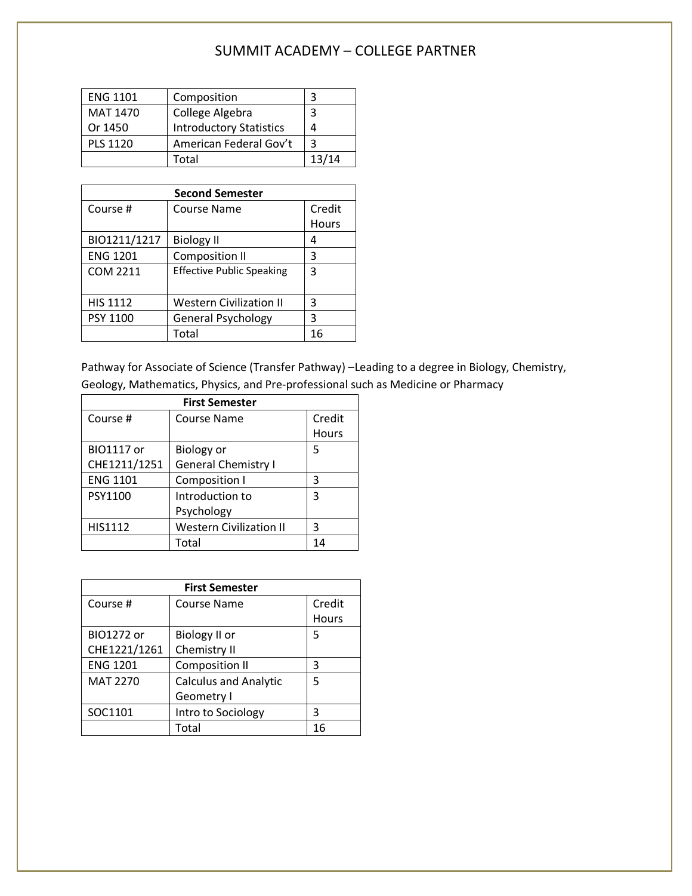# SUMMIT ACADEMY – COLLEGE PARTNER

| | | |
|---|---|---|
| ENG 1101 | Composition | 3 |
| MAT 1470<br>Or 1450 | College Algebra<br>Introductory Statistics | 3<br>4 |
| PLS 1120 | American Federal Gov't | 3 |
| | Total | 13/14 |

| Second Semester | | |
|---|---|---|
| Course # | Course Name | Credit Hours |
| BIO1211/1217 | Biology II | 4 |
| ENG 1201 | Composition II | 3 |
| COM 2211 | Effective Public Speaking | 3 |
| HIS 1112 | Western Civilization II | 3 |
| PSY 1100 | General Psychology | 3 |
| | Total | 16 |

Pathway for Associate of Science (Transfer Pathway) –Leading to a degree in Biology, Chemistry, Geology, Mathematics, Physics, and Pre-professional such as Medicine or Pharmacy

| First Semester | | |
|---|---|---|
| Course # | Course Name | Credit Hours |
| BIO1117 or CHE1211/1251 | Biology or General Chemistry I | 5 |
| ENG 1101 | Composition I | 3 |
| PSY1100 | Introduction to Psychology | 3 |
| HIS1112 | Western Civilization II | 3 |
| | Total | 14 |

| First Semester | | |
|---|---|---|
| Course # | Course Name | Credit Hours |
| BIO1272 or CHE1221/1261 | Biology II or Chemistry II | 5 |
| ENG 1201 | Composition II | 3 |
| MAT 2270 | Calculus and Analytic Geometry I | 5 |
| SOC1101 | Intro to Sociology | 3 |
| | Total | 16 |